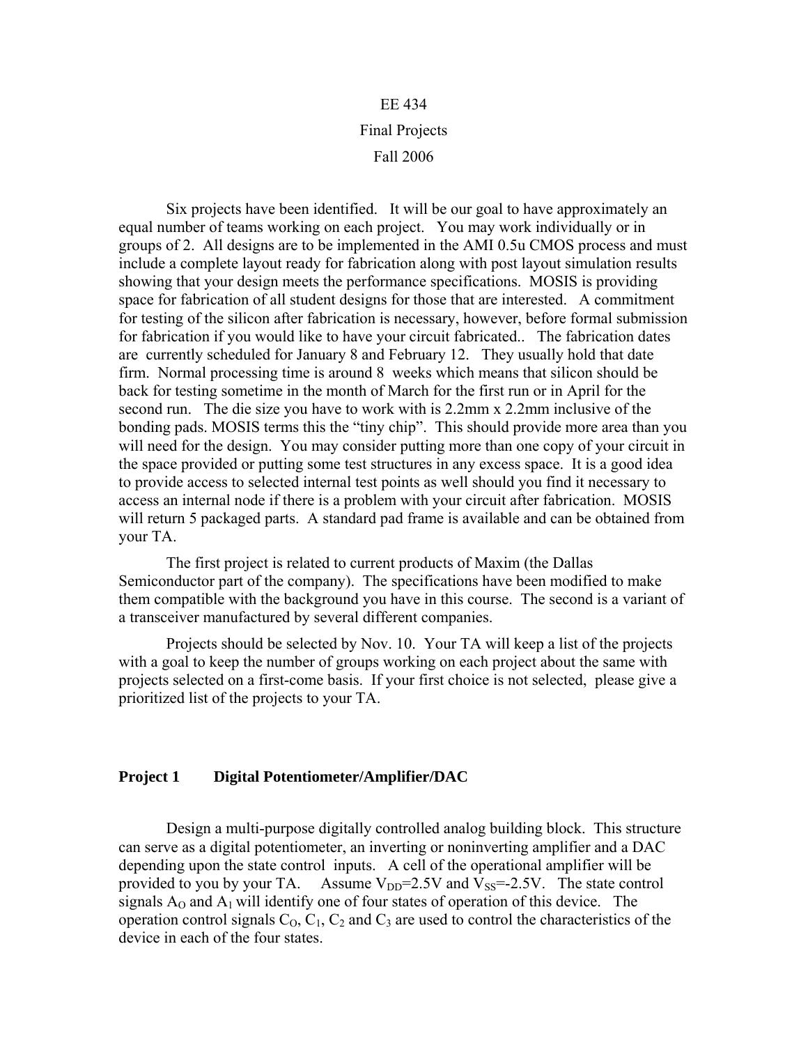# EE 434

# Final Projects

# Fall 2006

Six projects have been identified. It will be our goal to have approximately an equal number of teams working on each project. You may work individually or in groups of 2. All designs are to be implemented in the AMI 0.5u CMOS process and must include a complete layout ready for fabrication along with post layout simulation results showing that your design meets the performance specifications. MOSIS is providing space for fabrication of all student designs for those that are interested. A commitment for testing of the silicon after fabrication is necessary, however, before formal submission for fabrication if you would like to have your circuit fabricated.. The fabrication dates are currently scheduled for January 8 and February 12. They usually hold that date firm. Normal processing time is around 8 weeks which means that silicon should be back for testing sometime in the month of March for the first run or in April for the second run. The die size you have to work with is 2.2mm x 2.2mm inclusive of the bonding pads. MOSIS terms this the "tiny chip". This should provide more area than you will need for the design. You may consider putting more than one copy of your circuit in the space provided or putting some test structures in any excess space. It is a good idea to provide access to selected internal test points as well should you find it necessary to access an internal node if there is a problem with your circuit after fabrication. MOSIS will return 5 packaged parts. A standard pad frame is available and can be obtained from your TA.

The first project is related to current products of Maxim (the Dallas Semiconductor part of the company). The specifications have been modified to make them compatible with the background you have in this course. The second is a variant of a transceiver manufactured by several different companies.

Projects should be selected by Nov. 10. Your TA will keep a list of the projects with a goal to keep the number of groups working on each project about the same with projects selected on a first-come basis. If your first choice is not selected, please give a prioritized list of the projects to your TA.

## Project 1 Digital Potentiometer/Amplifier/DAC

Design a multi-purpose digitally controlled analog building block. This structure can serve as a digital potentiometer, an inverting or noninverting amplifier and a DAC depending upon the state control inputs. A cell of the operational amplifier will be provided to you by your TA. Assume $V_{DD}$=2.5V and $V_{SS}$=-2.5V. The state control signals $A_O$ and $A_1$ will identify one of four states of operation of this device. The operation control signals $C_O$, $C_1$, $C_2$ and $C_3$ are used to control the characteristics of the device in each of the four states.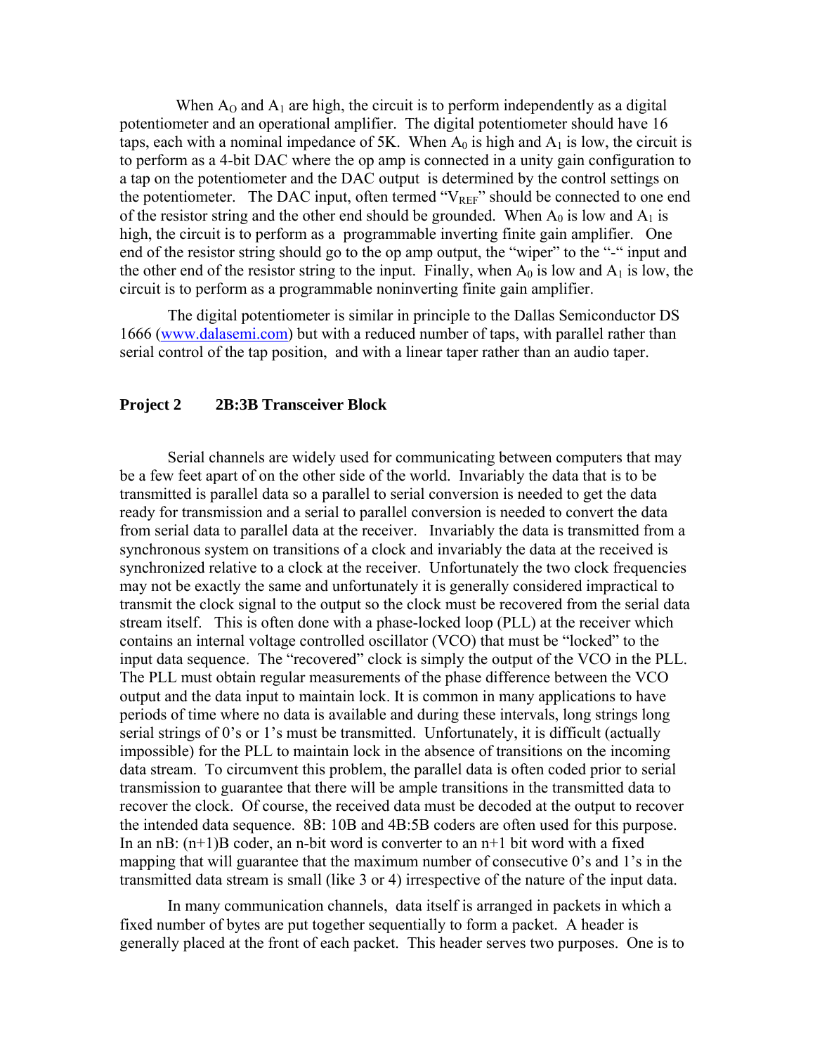When $A_O$ and $A_1$ are high, the circuit is to perform independently as a digital potentiometer and an operational amplifier. The digital potentiometer should have 16 taps, each with a nominal impedance of 5K. When $A_0$ is high and $A_1$ is low, the circuit is to perform as a 4-bit DAC where the op amp is connected in a unity gain configuration to a tap on the potentiometer and the DAC output is determined by the control settings on the potentiometer. The DAC input, often termed "$V_{REF}$" should be connected to one end of the resistor string and the other end should be grounded. When $A_0$ is low and $A_1$ is high, the circuit is to perform as a programmable inverting finite gain amplifier. One end of the resistor string should go to the op amp output, the "wiper" to the "-" input and the other end of the resistor string to the input. Finally, when $A_0$ is low and $A_1$ is low, the circuit is to perform as a programmable noninverting finite gain amplifier.

The digital potentiometer is similar in principle to the Dallas Semiconductor DS 1666 (www.dalasemi.com) but with a reduced number of taps, with parallel rather than serial control of the tap position, and with a linear taper rather than an audio taper.

### Project 2 2B:3B Transceiver Block

Serial channels are widely used for communicating between computers that may be a few feet apart of on the other side of the world. Invariably the data that is to be transmitted is parallel data so a parallel to serial conversion is needed to get the data ready for transmission and a serial to parallel conversion is needed to convert the data from serial data to parallel data at the receiver. Invariably the data is transmitted from a synchronous system on transitions of a clock and invariably the data at the received is synchronized relative to a clock at the receiver. Unfortunately the two clock frequencies may not be exactly the same and unfortunately it is generally considered impractical to transmit the clock signal to the output so the clock must be recovered from the serial data stream itself. This is often done with a phase-locked loop (PLL) at the receiver which contains an internal voltage controlled oscillator (VCO) that must be "locked" to the input data sequence. The "recovered" clock is simply the output of the VCO in the PLL. The PLL must obtain regular measurements of the phase difference between the VCO output and the data input to maintain lock. It is common in many applications to have periods of time where no data is available and during these intervals, long strings long serial strings of 0's or 1's must be transmitted. Unfortunately, it is difficult (actually impossible) for the PLL to maintain lock in the absence of transitions on the incoming data stream. To circumvent this problem, the parallel data is often coded prior to serial transmission to guarantee that there will be ample transitions in the transmitted data to recover the clock. Of course, the received data must be decoded at the output to recover the intended data sequence. 8B: 10B and 4B:5B coders are often used for this purpose. In an nB: (n+1)B coder, an n-bit word is converter to an n+1 bit word with a fixed mapping that will guarantee that the maximum number of consecutive 0's and 1's in the transmitted data stream is small (like 3 or 4) irrespective of the nature of the input data.

In many communication channels, data itself is arranged in packets in which a fixed number of bytes are put together sequentially to form a packet. A header is generally placed at the front of each packet. This header serves two purposes. One is to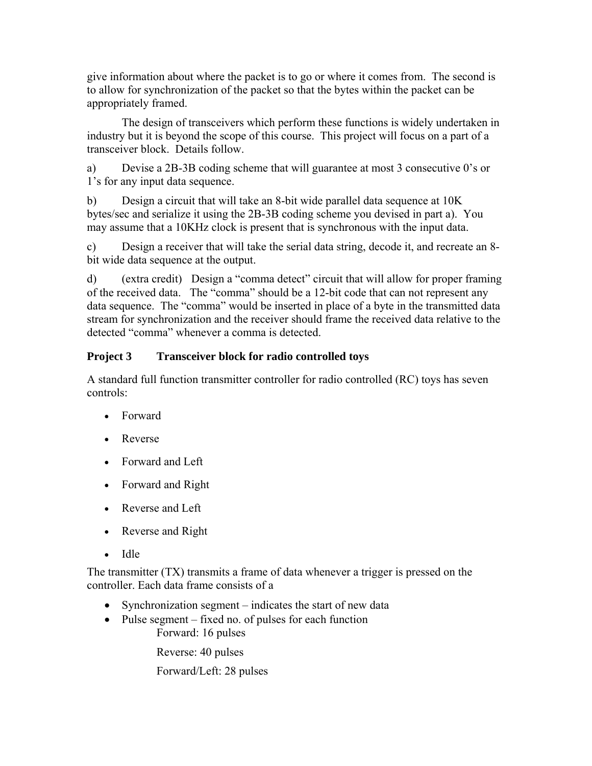give information about where the packet is to go or where it comes from. The second is to allow for synchronization of the packet so that the bytes within the packet can be appropriately framed.

The design of transceivers which perform these functions is widely undertaken in industry but it is beyond the scope of this course. This project will focus on a part of a transceiver block. Details follow.

a) Devise a 2B-3B coding scheme that will guarantee at most 3 consecutive 0's or 1's for any input data sequence.

b) Design a circuit that will take an 8-bit wide parallel data sequence at 10K bytes/sec and serialize it using the 2B-3B coding scheme you devised in part a). You may assume that a 10KHz clock is present that is synchronous with the input data.

c) Design a receiver that will take the serial data string, decode it, and recreate an 8-bit wide data sequence at the output.

d) (extra credit) Design a "comma detect" circuit that will allow for proper framing of the received data. The "comma" should be a 12-bit code that can not represent any data sequence. The "comma" would be inserted in place of a byte in the transmitted data stream for synchronization and the receiver should frame the received data relative to the detected "comma" whenever a comma is detected.

### Project 3 Transceiver block for radio controlled toys

A standard full function transmitter controller for radio controlled (RC) toys has seven controls:

- Forward
- Reverse
- Forward and Left
- Forward and Right
- Reverse and Left
- Reverse and Right
- Idle

The transmitter (TX) transmits a frame of data whenever a trigger is pressed on the controller. Each data frame consists of a

- Synchronization segment – indicates the start of new data
- Pulse segment – fixed no. of pulses for each function

  Forward: 16 pulses

  Reverse: 40 pulses

  Forward/Left: 28 pulses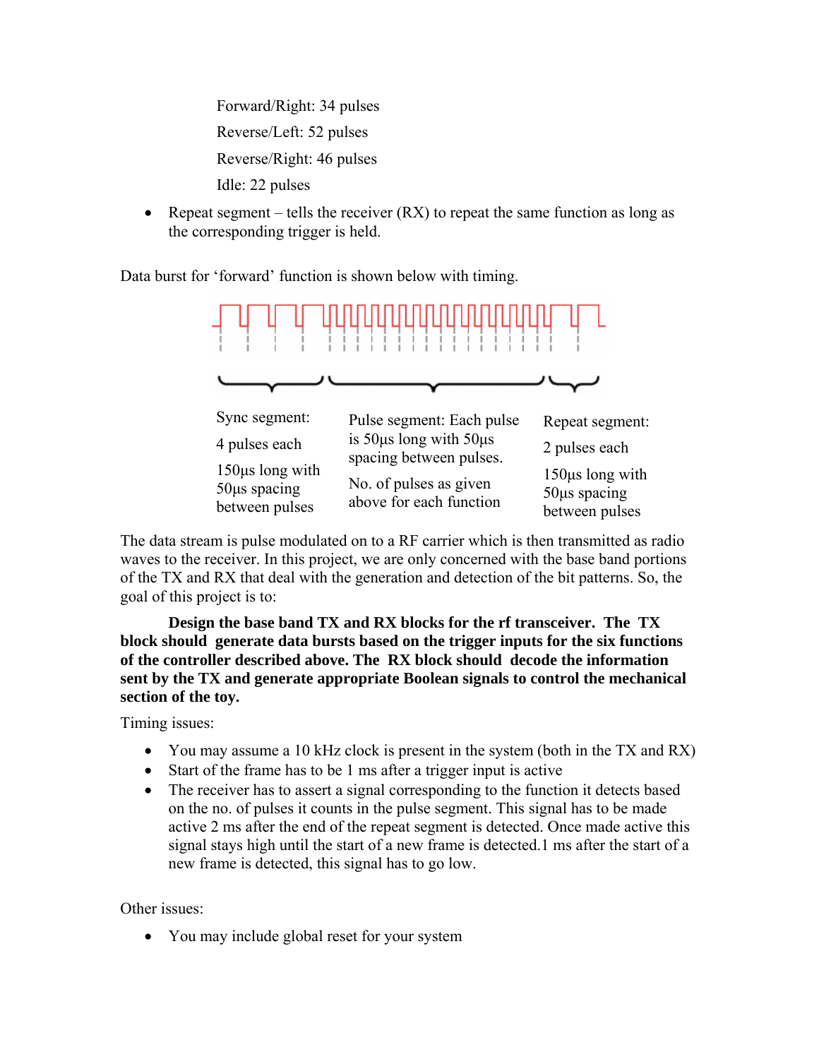Forward/Right: 34 pulses

Reverse/Left: 52 pulses

Reverse/Right: 46 pulses

Idle: 22 pulses

- Repeat segment – tells the receiver (RX) to repeat the same function as long as the corresponding trigger is held.

Data burst for 'forward' function is shown below with timing.

Sync segment:

4 pulses each

150μs long with 50μs spacing between pulses

Pulse segment: Each pulse is 50μs long with 50μs spacing between pulses.

No. of pulses as given above for each function

Repeat segment:

2 pulses each

150μs long with 50μs spacing between pulses

The data stream is pulse modulated on to a RF carrier which is then transmitted as radio waves to the receiver. In this project, we are only concerned with the base band portions of the TX and RX that deal with the generation and detection of the bit patterns. So, the goal of this project is to:

**Design the base band TX and RX blocks for the rf transceiver. The TX block should generate data bursts based on the trigger inputs for the six functions of the controller described above. The RX block should decode the information sent by the TX and generate appropriate Boolean signals to control the mechanical section of the toy.**

Timing issues:

- You may assume a 10 kHz clock is present in the system (both in the TX and RX)
- Start of the frame has to be 1 ms after a trigger input is active
- The receiver has to assert a signal corresponding to the function it detects based on the no. of pulses it counts in the pulse segment. This signal has to be made active 2 ms after the end of the repeat segment is detected. Once made active this signal stays high until the start of a new frame is detected.1 ms after the start of a new frame is detected, this signal has to go low.

Other issues:

- You may include global reset for your system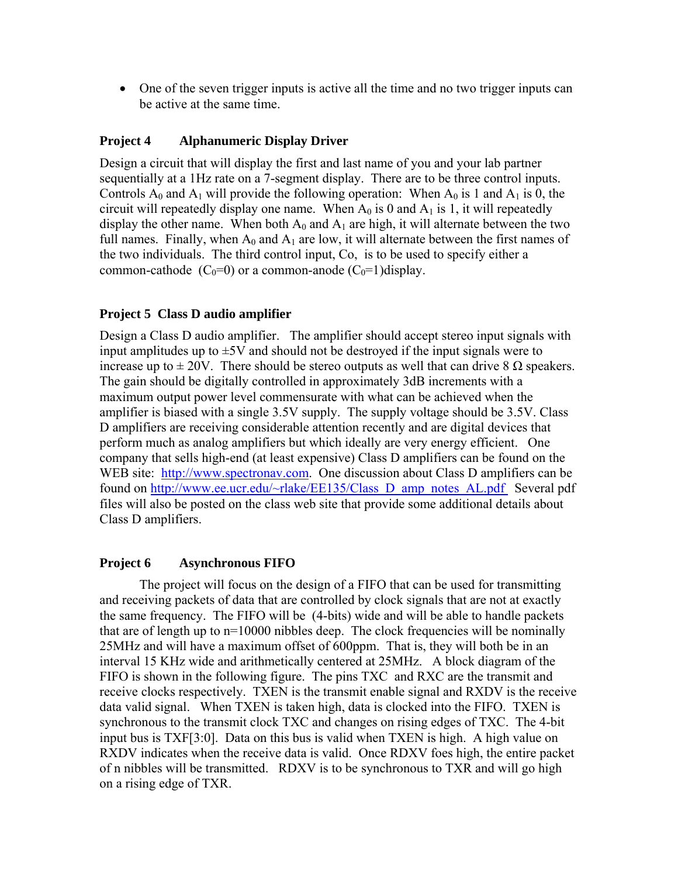- One of the seven trigger inputs is active all the time and no two trigger inputs can be active at the same time.

### Project 4 Alphanumeric Display Driver

Design a circuit that will display the first and last name of you and your lab partner sequentially at a 1Hz rate on a 7-segment display. There are to be three control inputs. Controls $A_0$ and $A_1$ will provide the following operation: When $A_0$ is 1 and $A_1$ is 0, the circuit will repeatedly display one name. When $A_0$ is 0 and $A_1$ is 1, it will repeatedly display the other name. When both $A_0$ and $A_1$ are high, it will alternate between the two full names. Finally, when $A_0$ and $A_1$ are low, it will alternate between the first names of the two individuals. The third control input, Co, is to be used to specify either a common-cathode ($C_0$=0) or a common-anode ($C_0$=1)display.

### Project 5 Class D audio amplifier

Design a Class D audio amplifier. The amplifier should accept stereo input signals with input amplitudes up to ±5V and should not be destroyed if the input signals were to increase up to ± 20V. There should be stereo outputs as well that can drive 8 Ω speakers. The gain should be digitally controlled in approximately 3dB increments with a maximum output power level commensurate with what can be achieved when the amplifier is biased with a single 3.5V supply. The supply voltage should be 3.5V. Class D amplifiers are receiving considerable attention recently and are digital devices that perform much as analog amplifiers but which ideally are very energy efficient. One company that sells high-end (at least expensive) Class D amplifiers can be found on the WEB site: http://www.spectronav.com. One discussion about Class D amplifiers can be found on http://www.ee.ucr.edu/~rlake/EE135/Class_D_amp_notes_AL.pdf Several pdf files will also be posted on the class web site that provide some additional details about Class D amplifiers.

### Project 6 Asynchronous FIFO

The project will focus on the design of a FIFO that can be used for transmitting and receiving packets of data that are controlled by clock signals that are not at exactly the same frequency. The FIFO will be (4-bits) wide and will be able to handle packets that are of length up to n=10000 nibbles deep. The clock frequencies will be nominally 25MHz and will have a maximum offset of 600ppm. That is, they will both be in an interval 15 KHz wide and arithmetically centered at 25MHz. A block diagram of the FIFO is shown in the following figure. The pins TXC and RXC are the transmit and receive clocks respectively. TXEN is the transmit enable signal and RXDV is the receive data valid signal. When TXEN is taken high, data is clocked into the FIFO. TXEN is synchronous to the transmit clock TXC and changes on rising edges of TXC. The 4-bit input bus is TXF[3:0]. Data on this bus is valid when TXEN is high. A high value on RXDV indicates when the receive data is valid. Once RDXV foes high, the entire packet of n nibbles will be transmitted. RDXV is to be synchronous to TXR and will go high on a rising edge of TXR.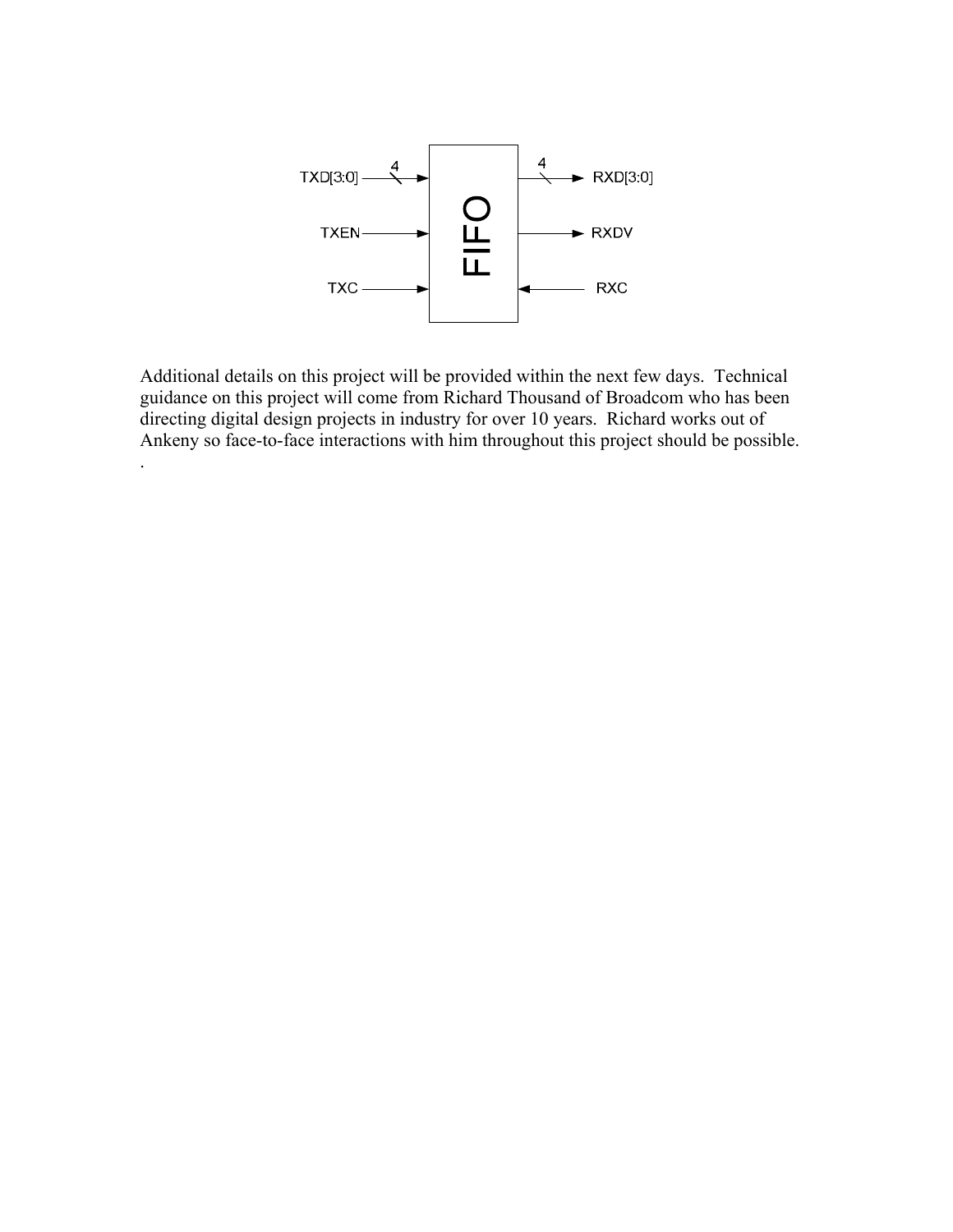TXD[3:0]
4
TXEN
TXC
FIFO
4
RXD[3:0]
RXDV
RXC

Additional details on this project will be provided within the next few days. Technical guidance on this project will come from Richard Thousand of Broadcom who has been directing digital design projects in industry for over 10 years. Richard works out of Ankeny so face-to-face interactions with him throughout this project should be possible.
.